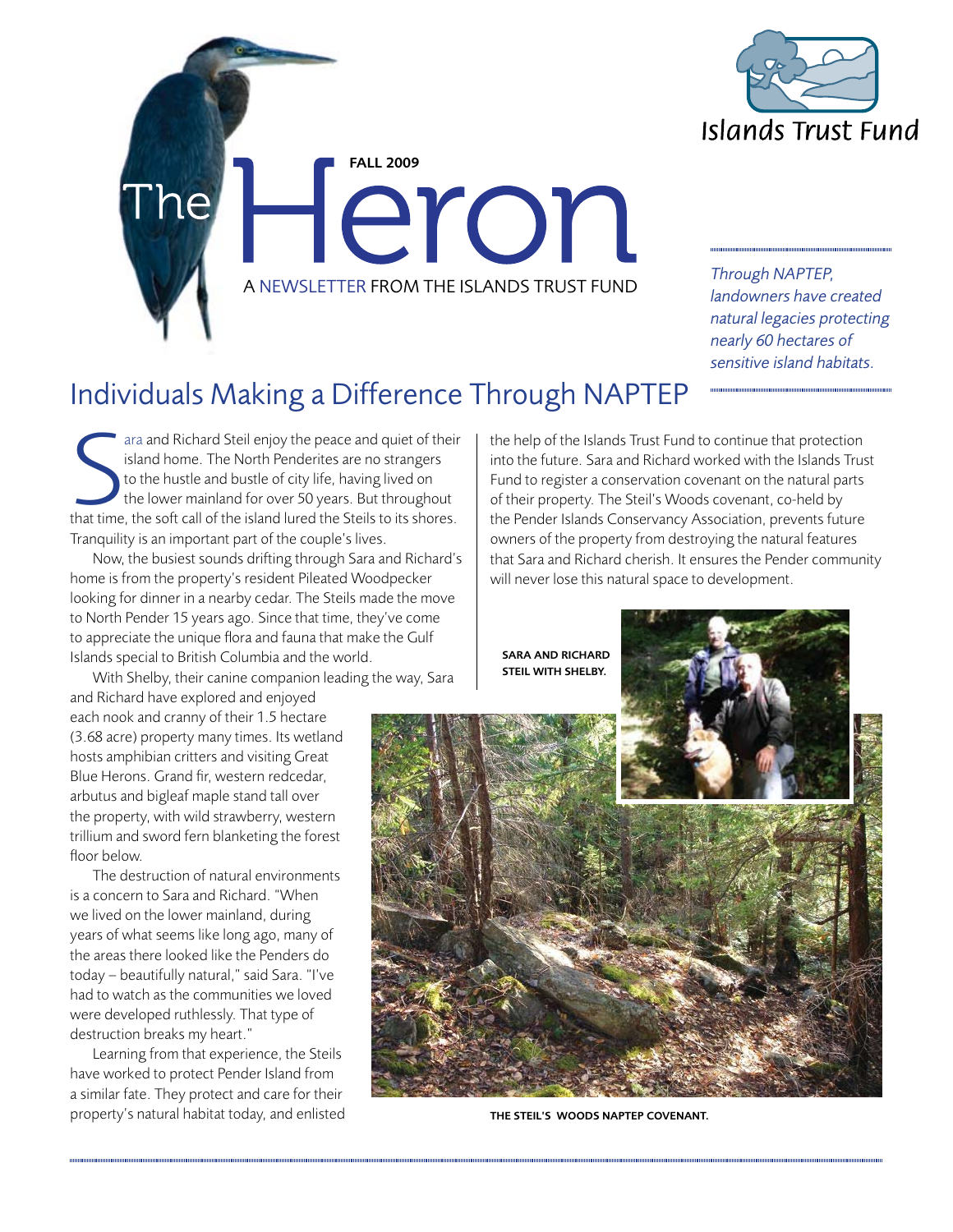# The Heron

**FALL 2009**

A NEWSLETTER FROM THE ISLANDS TRUST FUND

Islands Trust Fund

*Through NAPTEP, landowners have created natural legacies protecting nearly 60 hectares of sensitive island habitats.*

## Individuals Making a Difference Through NAPTEP

Sara and Richard Steil enjoy the peace and quiet of their island home. The North Penderites are no strangers to the hustle and bustle of city life, having lived on the lower mainland for over 50 years. But throughout that time, the soft call of the island lured the Steils to its shores. Tranquility is an important part of the couple's lives.

Now, the busiest sounds drifting through Sara and Richard's home is from the property's resident Pileated Woodpecker looking for dinner in a nearby cedar. The Steils made the move to North Pender 15 years ago. Since that time, they've come to appreciate the unique flora and fauna that make the Gulf Islands special to British Columbia and the world.

With Shelby, their canine companion leading the way, Sara and Richard have explored and enjoyed each nook and cranny of their 1.5 hectare (3.68 acre) property many times. Its wetland hosts amphibian critters and visiting Great Blue Herons. Grand fir, western redcedar, arbutus and bigleaf maple stand tall over the property, with wild strawberry, western trillium and sword fern blanketing the forest floor below.

The destruction of natural environments is a concern to Sara and Richard. "When we lived on the lower mainland, during years of what seems like long ago, many of the areas there looked like the Penders do today – beautifully natural," said Sara. "I've had to watch as the communities we loved were developed ruthlessly. That type of destruction breaks my heart."

Learning from that experience, the Steils have worked to protect Pender Island from a similar fate. They protect and care for their property's natural habitat today, and enlisted the help of the Islands Trust Fund to continue that protection into the future. Sara and Richard worked with the Islands Trust Fund to register a conservation covenant on the natural parts of their property. The Steil's Woods covenant, co-held by the Pender Islands Conservancy Association, prevents future owners of the property from destroying the natural features that Sara and Richard cherish. It ensures the Pender community will never lose this natural space to development.

**SARA AND RICHARD STEIL WITH SHELBY.**

**THE STEIL'S WOODS NAPTEP COVENANT.**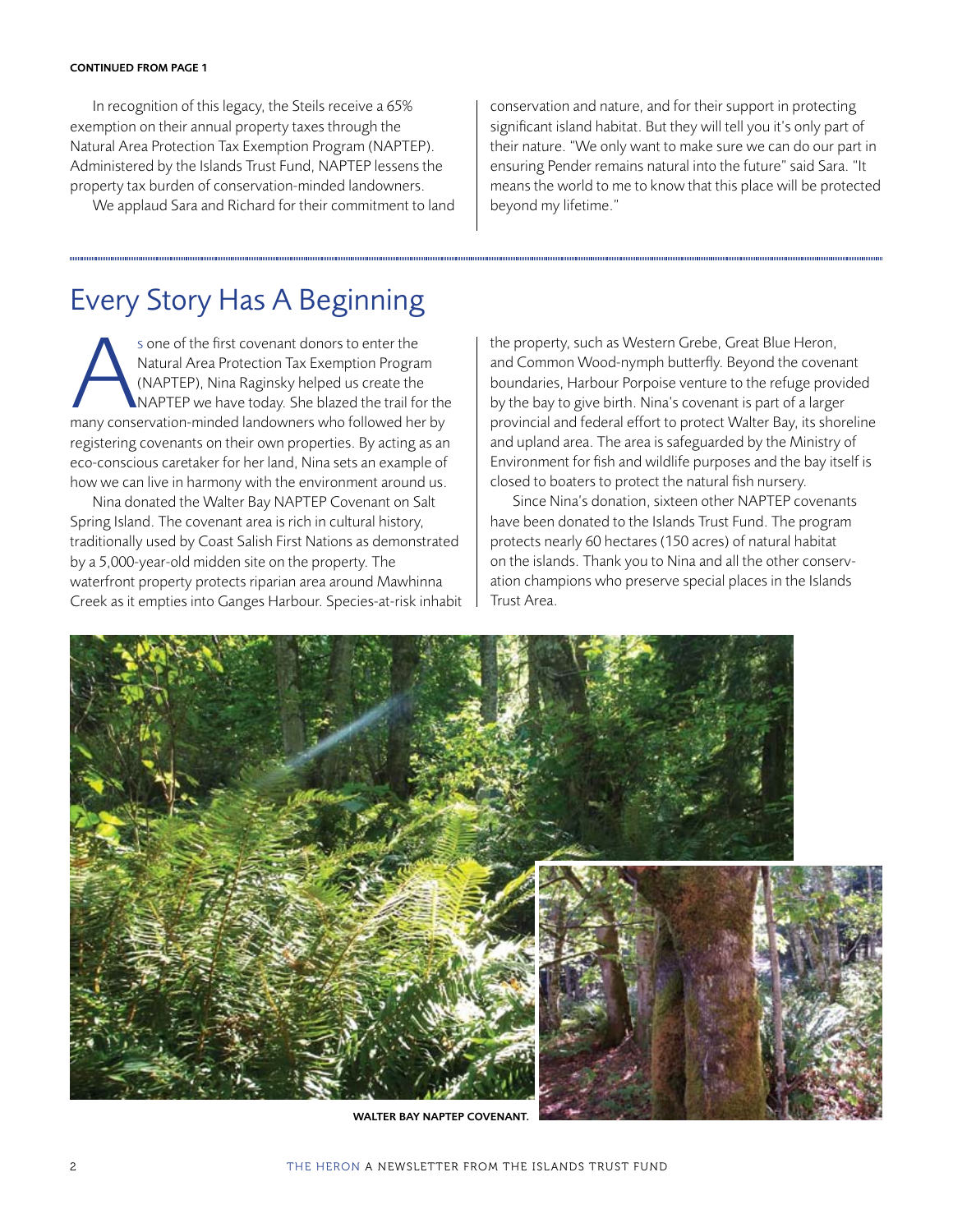**CONTINUED FROM PAGE 1**

In recognition of this legacy, the Steils receive a 65% exemption on their annual property taxes through the Natural Area Protection Tax Exemption Program (NAPTEP). Administered by the Islands Trust Fund, NAPTEP lessens the property tax burden of conservation-minded landowners.

We applaud Sara and Richard for their commitment to land conservation and nature, and for their support in protecting significant island habitat. But they will tell you it's only part of their nature. "We only want to make sure we can do our part in ensuring Pender remains natural into the future" said Sara. "It means the world to me to know that this place will be protected beyond my lifetime."

# Every Story Has A Beginning

As one of the first covenant donors to enter the Natural Area Protection Tax Exemption Program (NAPTEP), Nina Raginsky helped us create the NAPTEP we have today. She blazed the trail for the many conservation-minded landowners who followed her by registering covenants on their own properties. By acting as an eco-conscious caretaker for her land, Nina sets an example of how we can live in harmony with the environment around us.

Nina donated the Walter Bay NAPTEP Covenant on Salt Spring Island. The covenant area is rich in cultural history, traditionally used by Coast Salish First Nations as demonstrated by a 5,000-year-old midden site on the property. The waterfront property protects riparian area around Mawhinna Creek as it empties into Ganges Harbour. Species-at-risk inhabit the property, such as Western Grebe, Great Blue Heron, and Common Wood-nymph butterfly. Beyond the covenant boundaries, Harbour Porpoise venture to the refuge provided by the bay to give birth. Nina's covenant is part of a larger provincial and federal effort to protect Walter Bay, its shoreline and upland area. The area is safeguarded by the Ministry of Environment for fish and wildlife purposes and the bay itself is closed to boaters to protect the natural fish nursery.

Since Nina's donation, sixteen other NAPTEP covenants have been donated to the Islands Trust Fund. The program protects nearly 60 hectares (150 acres) of natural habitat on the islands. Thank you to Nina and all the other conservation champions who preserve special places in the Islands Trust Area.

**WALTER BAY NAPTEP COVENANT.**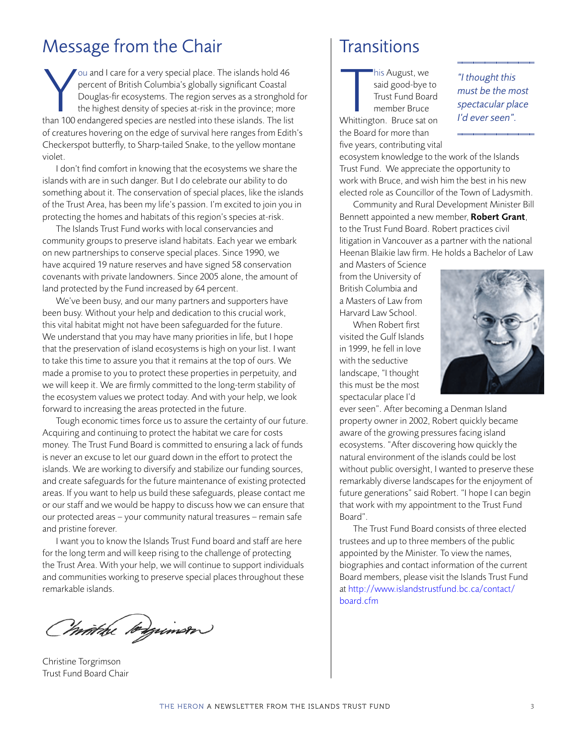# Message from the Chair

You and I care for a very special place. The islands hold 46 percent of British Columbia's globally significant Coastal Douglas-fir ecosystems. The region serves as a stronghold for the highest density of species at-risk in the province; more than 100 endangered species are nestled into these islands. The list of creatures hovering on the edge of survival here ranges from Edith's Checkerspot butterfly, to Sharp-tailed Snake, to the yellow montane violet.

I don't find comfort in knowing that the ecosystems we share the islands with are in such danger. But I do celebrate our ability to do something about it. The conservation of special places, like the islands of the Trust Area, has been my life's passion. I'm excited to join you in protecting the homes and habitats of this region's species at-risk.

The Islands Trust Fund works with local conservancies and community groups to preserve island habitats. Each year we embark on new partnerships to conserve special places. Since 1990, we have acquired 19 nature reserves and have signed 58 conservation covenants with private landowners. Since 2005 alone, the amount of land protected by the Fund increased by 64 percent.

We've been busy, and our many partners and supporters have been busy. Without your help and dedication to this crucial work, this vital habitat might not have been safeguarded for the future. We understand that you may have many priorities in life, but I hope that the preservation of island ecosystems is high on your list. I want to take this time to assure you that it remains at the top of ours. We made a promise to you to protect these properties in perpetuity, and we will keep it. We are firmly committed to the long-term stability of the ecosystem values we protect today. And with your help, we look forward to increasing the areas protected in the future.

Tough economic times force us to assure the certainty of our future. Acquiring and continuing to protect the habitat we care for costs money. The Trust Fund Board is committed to ensuring a lack of funds is never an excuse to let our guard down in the effort to protect the islands. We are working to diversify and stabilize our funding sources, and create safeguards for the future maintenance of existing protected areas. If you want to help us build these safeguards, please contact me or our staff and we would be happy to discuss how we can ensure that our protected areas – your community natural treasures – remain safe and pristine forever.

I want you to know the Islands Trust Fund board and staff are here for the long term and will keep rising to the challenge of protecting the Trust Area. With your help, we will continue to support individuals and communities working to preserve special places throughout these remarkable islands.

Christine Torgrimson
Trust Fund Board Chair

# Transitions

*"I thought this must be the most spectacular place I'd ever seen".*

This August, we said good-bye to Trust Fund Board member Bruce Whittington. Bruce sat on the Board for more than five years, contributing vital ecosystem knowledge to the work of the Islands Trust Fund. We appreciate the opportunity to work with Bruce, and wish him the best in his new elected role as Councillor of the Town of Ladysmith.

Community and Rural Development Minister Bill Bennett appointed a new member, **Robert Grant**, to the Trust Fund Board. Robert practices civil litigation in Vancouver as a partner with the national Heenan Blaikie law firm. He holds a Bachelor of Law and Masters of Science from the University of British Columbia and a Masters of Law from Harvard Law School.

When Robert first visited the Gulf Islands in 1999, he fell in love with the seductive landscape, "I thought this must be the most spectacular place I'd ever seen". After becoming a Denman Island property owner in 2002, Robert quickly became aware of the growing pressures facing island ecosystems. "After discovering how quickly the natural environment of the islands could be lost without public oversight, I wanted to preserve these remarkably diverse landscapes for the enjoyment of future generations" said Robert. "I hope I can begin that work with my appointment to the Trust Fund Board".

The Trust Fund Board consists of three elected trustees and up to three members of the public appointed by the Minister. To view the names, biographies and contact information of the current Board members, please visit the Islands Trust Fund at http://www.islandstrustfund.bc.ca/contact/board.cfm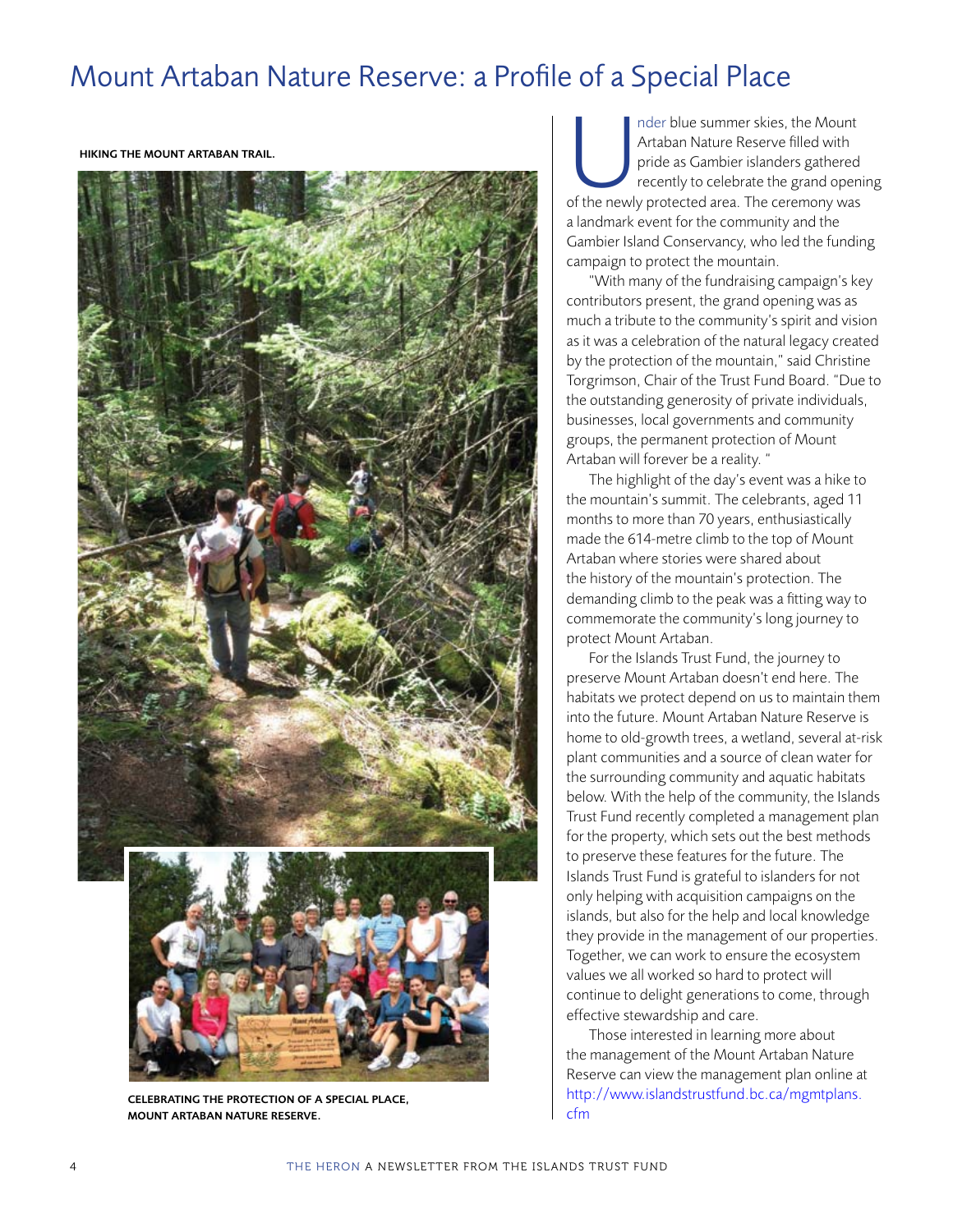# Mount Artaban Nature Reserve: a Profile of a Special Place

**HIKING THE MOUNT ARTABAN TRAIL.**

**CELEBRATING THE PROTECTION OF A SPECIAL PLACE, MOUNT ARTABAN NATURE RESERVE.**

Under blue summer skies, the Mount Artaban Nature Reserve filled with pride as Gambier islanders gathered recently to celebrate the grand opening of the newly protected area. The ceremony was a landmark event for the community and the Gambier Island Conservancy, who led the funding campaign to protect the mountain.

"With many of the fundraising campaign's key contributors present, the grand opening was as much a tribute to the community's spirit and vision as it was a celebration of the natural legacy created by the protection of the mountain," said Christine Torgrimson, Chair of the Trust Fund Board. "Due to the outstanding generosity of private individuals, businesses, local governments and community groups, the permanent protection of Mount Artaban will forever be a reality. "

The highlight of the day's event was a hike to the mountain's summit. The celebrants, aged 11 months to more than 70 years, enthusiastically made the 614-metre climb to the top of Mount Artaban where stories were shared about the history of the mountain's protection. The demanding climb to the peak was a fitting way to commemorate the community's long journey to protect Mount Artaban.

For the Islands Trust Fund, the journey to preserve Mount Artaban doesn't end here. The habitats we protect depend on us to maintain them into the future. Mount Artaban Nature Reserve is home to old-growth trees, a wetland, several at-risk plant communities and a source of clean water for the surrounding community and aquatic habitats below. With the help of the community, the Islands Trust Fund recently completed a management plan for the property, which sets out the best methods to preserve these features for the future. The Islands Trust Fund is grateful to islanders for not only helping with acquisition campaigns on the islands, but also for the help and local knowledge they provide in the management of our properties. Together, we can work to ensure the ecosystem values we all worked so hard to protect will continue to delight generations to come, through effective stewardship and care.

Those interested in learning more about the management of the Mount Artaban Nature Reserve can view the management plan online at http://www.islandstrustfund.bc.ca/mgmtplans.cfm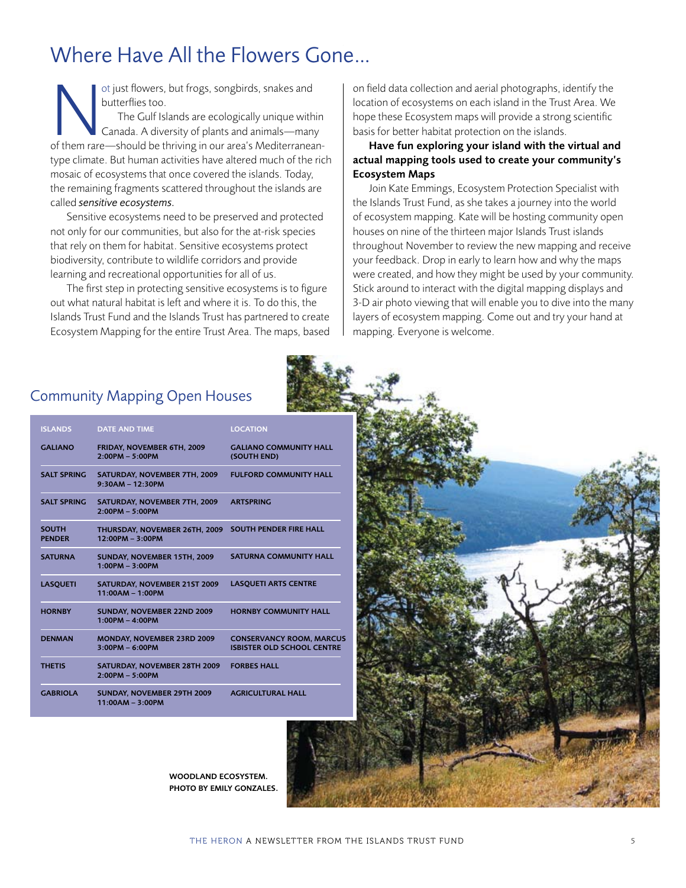# Where Have All the Flowers Gone...

Not just flowers, but frogs, songbirds, snakes and butterflies too.

The Gulf Islands are ecologically unique within Canada. A diversity of plants and animals—many of them rare—should be thriving in our area's Mediterranean-type climate. But human activities have altered much of the rich mosaic of ecosystems that once covered the islands. Today, the remaining fragments scattered throughout the islands are called *sensitive ecosystems.*

Sensitive ecosystems need to be preserved and protected not only for our communities, but also for the at-risk species that rely on them for habitat. Sensitive ecosystems protect biodiversity, contribute to wildlife corridors and provide learning and recreational opportunities for all of us.

The first step in protecting sensitive ecosystems is to figure out what natural habitat is left and where it is. To do this, the Islands Trust Fund and the Islands Trust has partnered to create Ecosystem Mapping for the entire Trust Area. The maps, based on field data collection and aerial photographs, identify the location of ecosystems on each island in the Trust Area. We hope these Ecosystem maps will provide a strong scientific basis for better habitat protection on the islands.

**Have fun exploring your island with the virtual and actual mapping tools used to create your community's Ecosystem Maps**

Join Kate Emmings, Ecosystem Protection Specialist with the Islands Trust Fund, as she takes a journey into the world of ecosystem mapping. Kate will be hosting community open houses on nine of the thirteen major Islands Trust islands throughout November to review the new mapping and receive your feedback. Drop in early to learn how and why the maps were created, and how they might be used by your community. Stick around to interact with the digital mapping displays and 3-D air photo viewing that will enable you to dive into the many layers of ecosystem mapping. Come out and try your hand at mapping. Everyone is welcome.

## Community Mapping Open Houses

| ISLANDS | DATE AND TIME | LOCATION |
|---|---|---|
| GALIANO | FRIDAY, NOVEMBER 6TH, 2009<br>2:00PM – 5:00PM | GALIANO COMMUNITY HALL (SOUTH END) |
| SALT SPRING | SATURDAY, NOVEMBER 7TH, 2009<br>9:30AM – 12:30PM | FULFORD COMMUNITY HALL |
| SALT SPRING | SATURDAY, NOVEMBER 7TH, 2009<br>2:00PM – 5:00PM | ARTSPRING |
| SOUTH PENDER | THURSDAY, NOVEMBER 26TH, 2009<br>12:00PM – 3:00PM | SOUTH PENDER FIRE HALL |
| SATURNA | SUNDAY, NOVEMBER 15TH, 2009<br>1:00PM – 3:00PM | SATURNA COMMUNITY HALL |
| LASQUETI | SATURDAY, NOVEMBER 21ST 2009<br>11:00AM – 1:00PM | LASQUETI ARTS CENTRE |
| HORNBY | SUNDAY, NOVEMBER 22ND 2009<br>1:00PM – 4:00PM | HORNBY COMMUNITY HALL |
| DENMAN | MONDAY, NOVEMBER 23RD 2009<br>3:00PM – 6:00PM | CONSERVANCY ROOM, MARCUS ISBISTER OLD SCHOOL CENTRE |
| THETIS | SATURDAY, NOVEMBER 28TH 2009<br>2:00PM – 5:00PM | FORBES HALL |
| GABRIOLA | SUNDAY, NOVEMBER 29TH 2009<br>11:00AM – 3:00PM | AGRICULTURAL HALL |

WOODLAND ECOSYSTEM.
PHOTO BY EMILY GONZALES.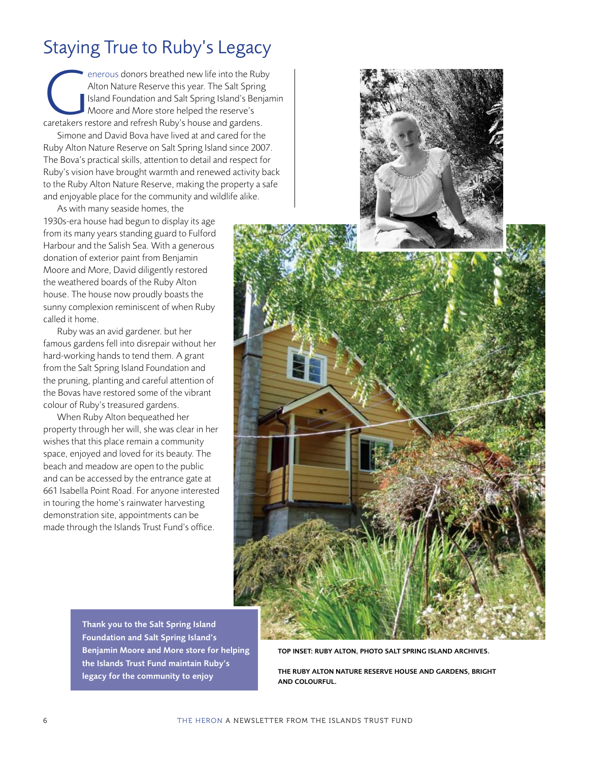# Staying True to Ruby's Legacy

Generous donors breathed new life into the Ruby Alton Nature Reserve this year. The Salt Spring Island Foundation and Salt Spring Island's Benjamin Moore and More store helped the reserve's caretakers restore and refresh Ruby's house and gardens.

Simone and David Bova have lived at and cared for the Ruby Alton Nature Reserve on Salt Spring Island since 2007. The Bova's practical skills, attention to detail and respect for Ruby's vision have brought warmth and renewed activity back to the Ruby Alton Nature Reserve, making the property a safe and enjoyable place for the community and wildlife alike.

As with many seaside homes, the 1930s-era house had begun to display its age from its many years standing guard to Fulford Harbour and the Salish Sea. With a generous donation of exterior paint from Benjamin Moore and More, David diligently restored the weathered boards of the Ruby Alton house. The house now proudly boasts the sunny complexion reminiscent of when Ruby called it home.

Ruby was an avid gardener. but her famous gardens fell into disrepair without her hard-working hands to tend them. A grant from the Salt Spring Island Foundation and the pruning, planting and careful attention of the Bovas have restored some of the vibrant colour of Ruby's treasured gardens.

When Ruby Alton bequeathed her property through her will, she was clear in her wishes that this place remain a community space, enjoyed and loved for its beauty. The beach and meadow are open to the public and can be accessed by the entrance gate at 661 Isabella Point Road. For anyone interested in touring the home's rainwater harvesting demonstration site, appointments can be made through the Islands Trust Fund's office.

**Thank you to the Salt Spring Island Foundation and Salt Spring Island's Benjamin Moore and More store for helping the Islands Trust Fund maintain Ruby's legacy for the community to enjoy**

**TOP INSET: RUBY ALTON, PHOTO SALT SPRING ISLAND ARCHIVES.**

**THE RUBY ALTON NATURE RESERVE HOUSE AND GARDENS, BRIGHT AND COLOURFUL.**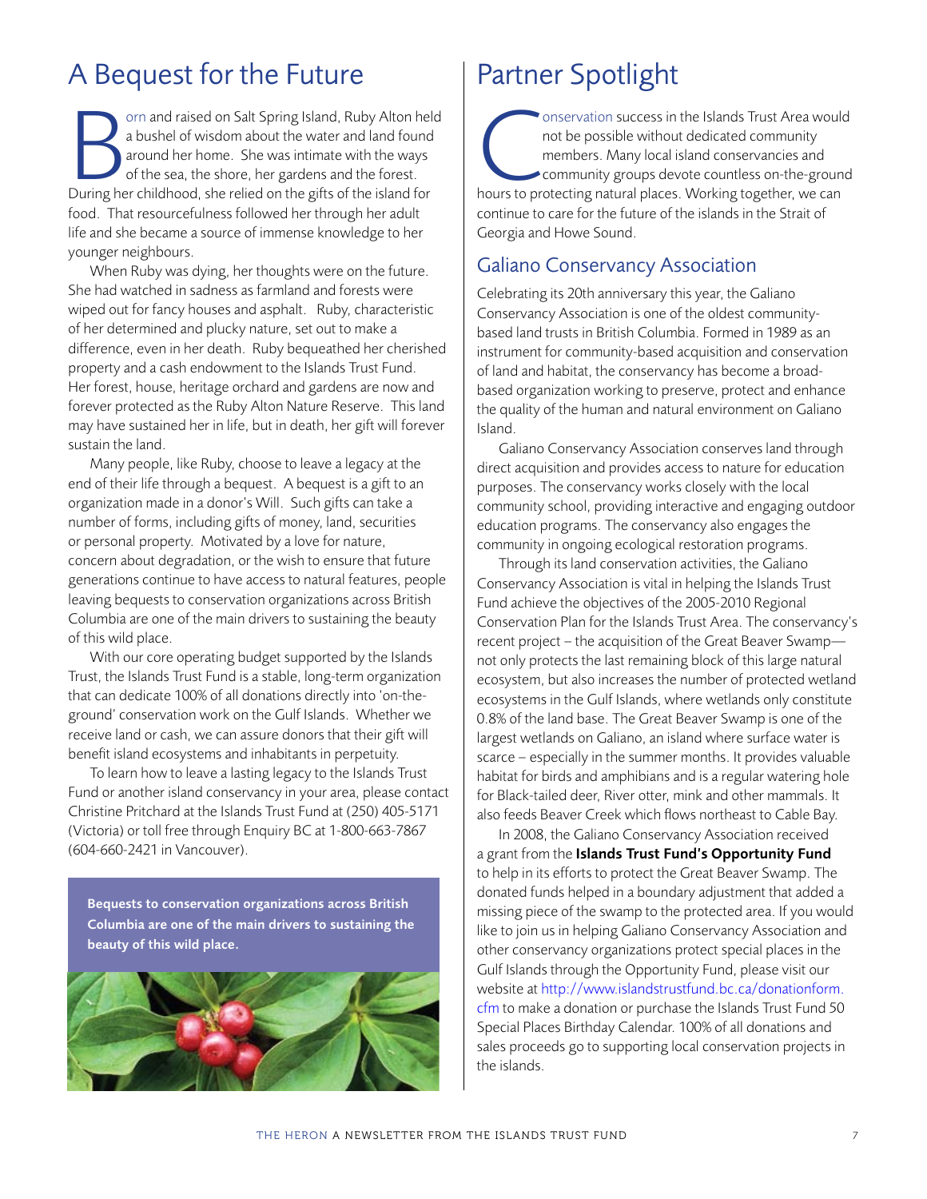# A Bequest for the Future

Born and raised on Salt Spring Island, Ruby Alton held a bushel of wisdom about the water and land found around her home. She was intimate with the ways of the sea, the shore, her gardens and the forest. During her childhood, she relied on the gifts of the island for food. That resourcefulness followed her through her adult life and she became a source of immense knowledge to her younger neighbours.

When Ruby was dying, her thoughts were on the future. She had watched in sadness as farmland and forests were wiped out for fancy houses and asphalt. Ruby, characteristic of her determined and plucky nature, set out to make a difference, even in her death. Ruby bequeathed her cherished property and a cash endowment to the Islands Trust Fund. Her forest, house, heritage orchard and gardens are now and forever protected as the Ruby Alton Nature Reserve. This land may have sustained her in life, but in death, her gift will forever sustain the land.

Many people, like Ruby, choose to leave a legacy at the end of their life through a bequest. A bequest is a gift to an organization made in a donor's Will. Such gifts can take a number of forms, including gifts of money, land, securities or personal property. Motivated by a love for nature, concern about degradation, or the wish to ensure that future generations continue to have access to natural features, people leaving bequests to conservation organizations across British Columbia are one of the main drivers to sustaining the beauty of this wild place.

With our core operating budget supported by the Islands Trust, the Islands Trust Fund is a stable, long-term organization that can dedicate 100% of all donations directly into 'on-the-ground' conservation work on the Gulf Islands. Whether we receive land or cash, we can assure donors that their gift will benefit island ecosystems and inhabitants in perpetuity.

To learn how to leave a lasting legacy to the Islands Trust Fund or another island conservancy in your area, please contact Christine Pritchard at the Islands Trust Fund at (250) 405-5171 (Victoria) or toll free through Enquiry BC at 1-800-663-7867 (604-660-2421 in Vancouver).

**Bequests to conservation organizations across British Columbia are one of the main drivers to sustaining the beauty of this wild place.**

# Partner Spotlight

Conservation success in the Islands Trust Area would not be possible without dedicated community members. Many local island conservancies and community groups devote countless on-the-ground hours to protecting natural places. Working together, we can continue to care for the future of the islands in the Strait of Georgia and Howe Sound.

## Galiano Conservancy Association

Celebrating its 20th anniversary this year, the Galiano Conservancy Association is one of the oldest community-based land trusts in British Columbia. Formed in 1989 as an instrument for community-based acquisition and conservation of land and habitat, the conservancy has become a broad-based organization working to preserve, protect and enhance the quality of the human and natural environment on Galiano Island.

Galiano Conservancy Association conserves land through direct acquisition and provides access to nature for education purposes. The conservancy works closely with the local community school, providing interactive and engaging outdoor education programs. The conservancy also engages the community in ongoing ecological restoration programs.

Through its land conservation activities, the Galiano Conservancy Association is vital in helping the Islands Trust Fund achieve the objectives of the 2005-2010 Regional Conservation Plan for the Islands Trust Area. The conservancy's recent project – the acquisition of the Great Beaver Swamp—not only protects the last remaining block of this large natural ecosystem, but also increases the number of protected wetland ecosystems in the Gulf Islands, where wetlands only constitute 0.8% of the land base. The Great Beaver Swamp is one of the largest wetlands on Galiano, an island where surface water is scarce – especially in the summer months. It provides valuable habitat for birds and amphibians and is a regular watering hole for Black-tailed deer, River otter, mink and other mammals. It also feeds Beaver Creek which flows northeast to Cable Bay.

In 2008, the Galiano Conservancy Association received a grant from the **Islands Trust Fund's Opportunity Fund** to help in its efforts to protect the Great Beaver Swamp. The donated funds helped in a boundary adjustment that added a missing piece of the swamp to the protected area. If you would like to join us in helping Galiano Conservancy Association and other conservancy organizations protect special places in the Gulf Islands through the Opportunity Fund, please visit our website at http://www.islandstrustfund.bc.ca/donationform.cfm to make a donation or purchase the Islands Trust Fund 50 Special Places Birthday Calendar. 100% of all donations and sales proceeds go to supporting local conservation projects in the islands.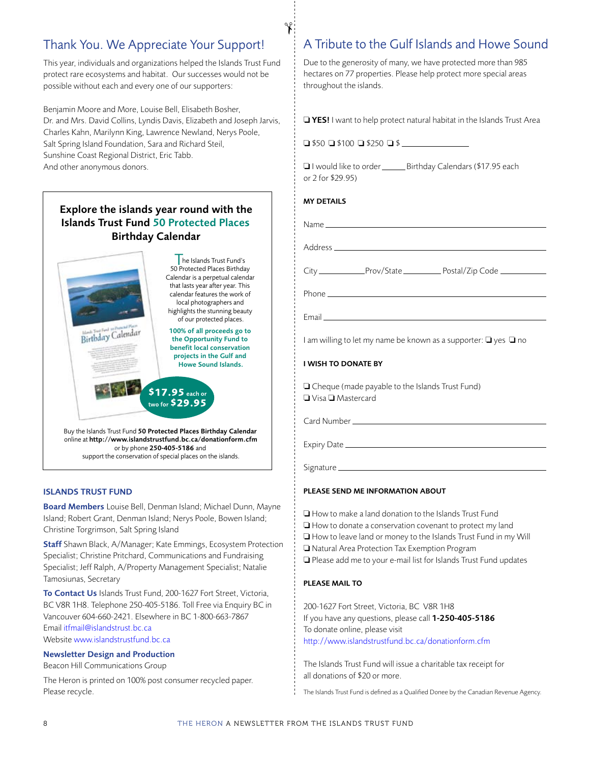## Thank You. We Appreciate Your Support!

This year, individuals and organizations helped the Islands Trust Fund protect rare ecosystems and habitat. Our successes would not be possible without each and every one of our supporters:

Benjamin Moore and More, Louise Bell, Elisabeth Bosher, Dr. and Mrs. David Collins, Lyndis Davis, Elizabeth and Joseph Jarvis, Charles Kahn, Marilynn King, Lawrence Newland, Nerys Poole, Salt Spring Island Foundation, Sara and Richard Steil, Sunshine Coast Regional District, Eric Tabb.
And other anonymous donors.

### Explore the islands year round with the Islands Trust Fund 50 Protected Places Birthday Calendar

The Islands Trust Fund's 50 Protected Places Birthday Calendar is a perpetual calendar that lasts year after year. This calendar features the work of local photographers and highlights the stunning beauty of our protected places.

**100% of all proceeds go to the Opportunity Fund to benefit local conservation projects in the Gulf and Howe Sound Islands.**

**$17.95 each or two for $29.95**

Buy the Islands Trust Fund **50 Protected Places Birthday Calendar** online at **http://www.islandstrustfund.bc.ca/donationform.cfm** or by phone **250-405-5186** and support the conservation of special places on the islands.

### ISLANDS TRUST FUND

**Board Members** Louise Bell, Denman Island; Michael Dunn, Mayne Island; Robert Grant, Denman Island; Nerys Poole, Bowen Island; Christine Torgrimson, Salt Spring Island

**Staff** Shawn Black, A/Manager; Kate Emmings, Ecosystem Protection Specialist; Christine Pritchard, Communications and Fundraising Specialist; Jeff Ralph, A/Property Management Specialist; Natalie Tamosiunas, Secretary

**To Contact Us** Islands Trust Fund, 200-1627 Fort Street, Victoria, BC V8R 1H8. Telephone 250-405-5186. Toll Free via Enquiry BC in Vancouver 604-660-2421. Elsewhere in BC 1-800-663-7867
Email itfmail@islandstrust.bc.ca
Website www.islandstrustfund.bc.ca

**Newsletter Design and Production**
Beacon Hill Communications Group

The Heron is printed on 100% post consumer recycled paper. Please recycle.

## A Tribute to the Gulf Islands and Howe Sound

Due to the generosity of many, we have protected more than 985 hectares on 77 properties. Please help protect more special areas throughout the islands.

❑ **YES!** I want to help protect natural habitat in the Islands Trust Area

❑ $50 ❑ $100 ❑ $250 ❑ $ ______________

❑ I would like to order ______ Birthday Calendars ($17.95 each or 2 for $29.95)

**MY DETAILS**

Name ______________________________

Address ______________________________

City ____________ Prov/State __________ Postal/Zip Code ____________

Phone ______________________________

Email ______________________________

I am willing to let my name be known as a supporter: ❑ yes ❑ no

**I WISH TO DONATE BY**

❑ Cheque (made payable to the Islands Trust Fund)
❑ Visa ❑ Mastercard

Card Number ______________________________

Expiry Date ______________________________

Signature ______________________________

**PLEASE SEND ME INFORMATION ABOUT**

❑ How to make a land donation to the Islands Trust Fund
❑ How to donate a conservation covenant to protect my land
❑ How to leave land or money to the Islands Trust Fund in my Will
❑ Natural Area Protection Tax Exemption Program
❑ Please add me to your e-mail list for Islands Trust Fund updates

**PLEASE MAIL TO**

200-1627 Fort Street, Victoria, BC V8R 1H8
If you have any questions, please call **1-250-405-5186**
To donate online, please visit
http://www.islandstrustfund.bc.ca/donationform.cfm

The Islands Trust Fund will issue a charitable tax receipt for all donations of $20 or more.

The Islands Trust Fund is defined as a Qualified Donee by the Canadian Revenue Agency.